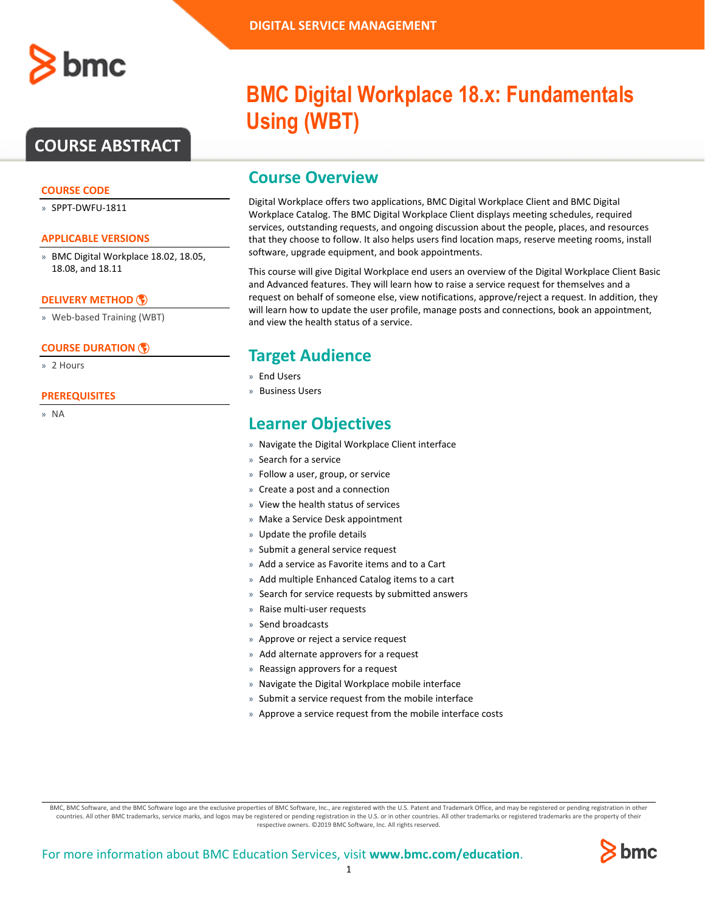DIGITAL SERVICE MANAGEMENT

# BMC Digital Workplace 18.x: Fundamentals Using (WBT)

## COURSE ABSTRACT

### COURSE CODE

- SPPT-DWFU-1811

### APPLICABLE VERSIONS

- BMC Digital Workplace 18.02, 18.05, 18.08, and 18.11

### DELIVERY METHOD

- Web-based Training (WBT)

### COURSE DURATION

- 2 Hours

### PREREQUISITES

- NA

## Course Overview

Digital Workplace offers two applications, BMC Digital Workplace Client and BMC Digital Workplace Catalog. The BMC Digital Workplace Client displays meeting schedules, required services, outstanding requests, and ongoing discussion about the people, places, and resources that they choose to follow. It also helps users find location maps, reserve meeting rooms, install software, upgrade equipment, and book appointments.

This course will give Digital Workplace end users an overview of the Digital Workplace Client Basic and Advanced features. They will learn how to raise a service request for themselves and a request on behalf of someone else, view notifications, approve/reject a request. In addition, they will learn how to update the user profile, manage posts and connections, book an appointment, and view the health status of a service.

## Target Audience

- End Users
- Business Users

## Learner Objectives

- Navigate the Digital Workplace Client interface
- Search for a service
- Follow a user, group, or service
- Create a post and a connection
- View the health status of services
- Make a Service Desk appointment
- Update the profile details
- Submit a general service request
- Add a service as Favorite items and to a Cart
- Add multiple Enhanced Catalog items to a cart
- Search for service requests by submitted answers
- Raise multi-user requests
- Send broadcasts
- Approve or reject a service request
- Add alternate approvers for a request
- Reassign approvers for a request
- Navigate the Digital Workplace mobile interface
- Submit a service request from the mobile interface
- Approve a service request from the mobile interface costs

BMC, BMC Software, and the BMC Software logo are the exclusive properties of BMC Software, Inc., are registered with the U.S. Patent and Trademark Office, and may be registered or pending registration in other countries. All other BMC trademarks, service marks, and logos may be registered or pending registration in the U.S. or in other countries. All other trademarks or registered trademarks are the property of their respective owners. ©2019 BMC Software, Inc. All rights reserved.

For more information about BMC Education Services, visit **www.bmc.com/education**.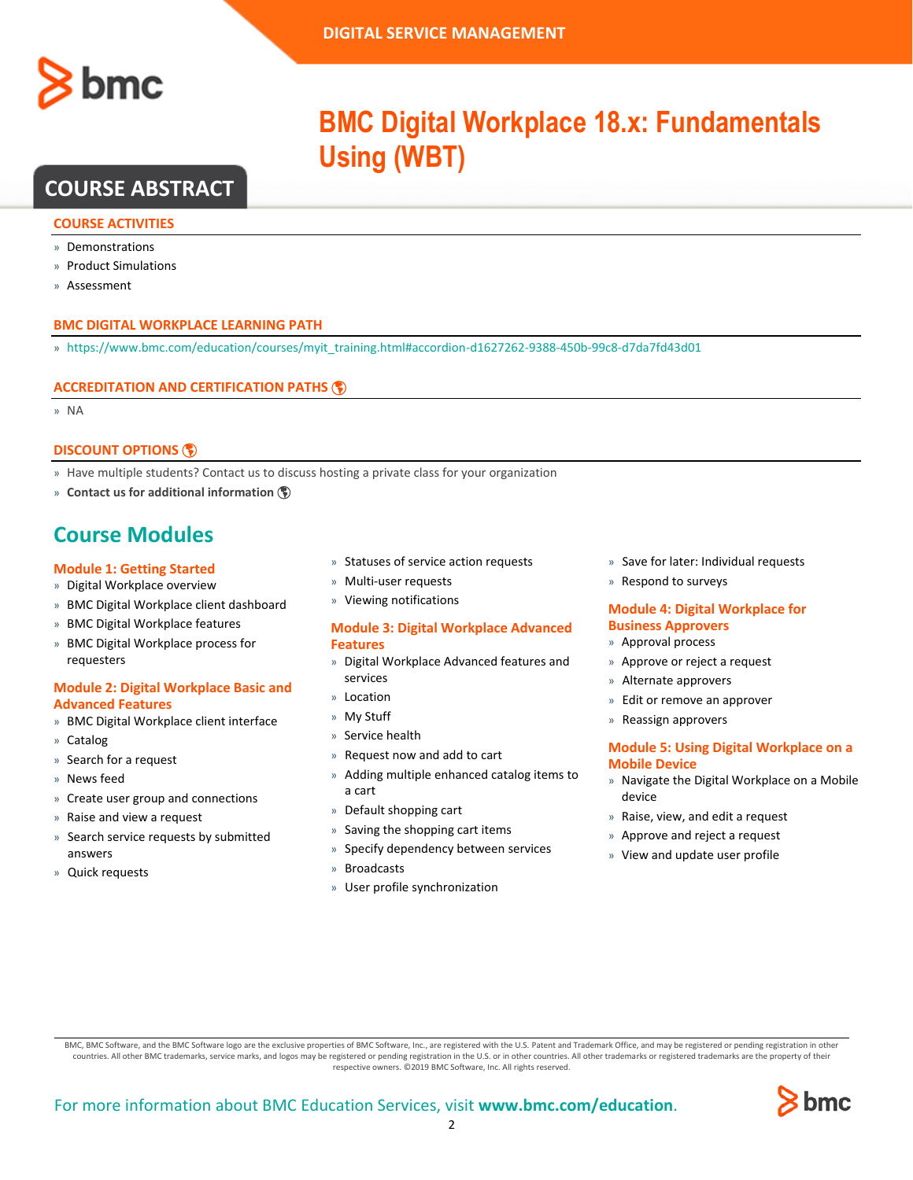DIGITAL SERVICE MANAGEMENT

# BMC Digital Workplace 18.x: Fundamentals Using (WBT)

## COURSE ABSTRACT

### COURSE ACTIVITIES

- Demonstrations
- Product Simulations
- Assessment

### BMC DIGITAL WORKPLACE LEARNING PATH

- https://www.bmc.com/education/courses/myit_training.html#accordion-d1627262-9388-450b-99c8-d7da7fd43d01

### ACCREDITATION AND CERTIFICATION PATHS

- NA

### DISCOUNT OPTIONS

- Have multiple students? Contact us to discuss hosting a private class for your organization
- **Contact us for additional information**

## Course Modules

### Module 1: Getting Started

- Digital Workplace overview
- BMC Digital Workplace client dashboard
- BMC Digital Workplace features
- BMC Digital Workplace process for requesters

### Module 2: Digital Workplace Basic and Advanced Features

- BMC Digital Workplace client interface
- Catalog
- Search for a request
- News feed
- Create user group and connections
- Raise and view a request
- Search service requests by submitted answers
- Quick requests
- Statuses of service action requests
- Multi-user requests
- Viewing notifications

### Module 3: Digital Workplace Advanced Features

- Digital Workplace Advanced features and services
- Location
- My Stuff
- Service health
- Request now and add to cart
- Adding multiple enhanced catalog items to a cart
- Default shopping cart
- Saving the shopping cart items
- Specify dependency between services
- Broadcasts
- User profile synchronization
- Save for later: Individual requests
- Respond to surveys

### Module 4: Digital Workplace for Business Approvers

- Approval process
- Approve or reject a request
- Alternate approvers
- Edit or remove an approver
- Reassign approvers

### Module 5: Using Digital Workplace on a Mobile Device

- Navigate the Digital Workplace on a Mobile device
- Raise, view, and edit a request
- Approve and reject a request
- View and update user profile

BMC, BMC Software, and the BMC Software logo are the exclusive properties of BMC Software, Inc., are registered with the U.S. Patent and Trademark Office, and may be registered or pending registration in other countries. All other BMC trademarks, service marks, and logos may be registered or pending registration in the U.S. or in other countries. All other trademarks or registered trademarks are the property of their respective owners. ©2019 BMC Software, Inc. All rights reserved.

For more information about BMC Education Services, visit **www.bmc.com/education**.